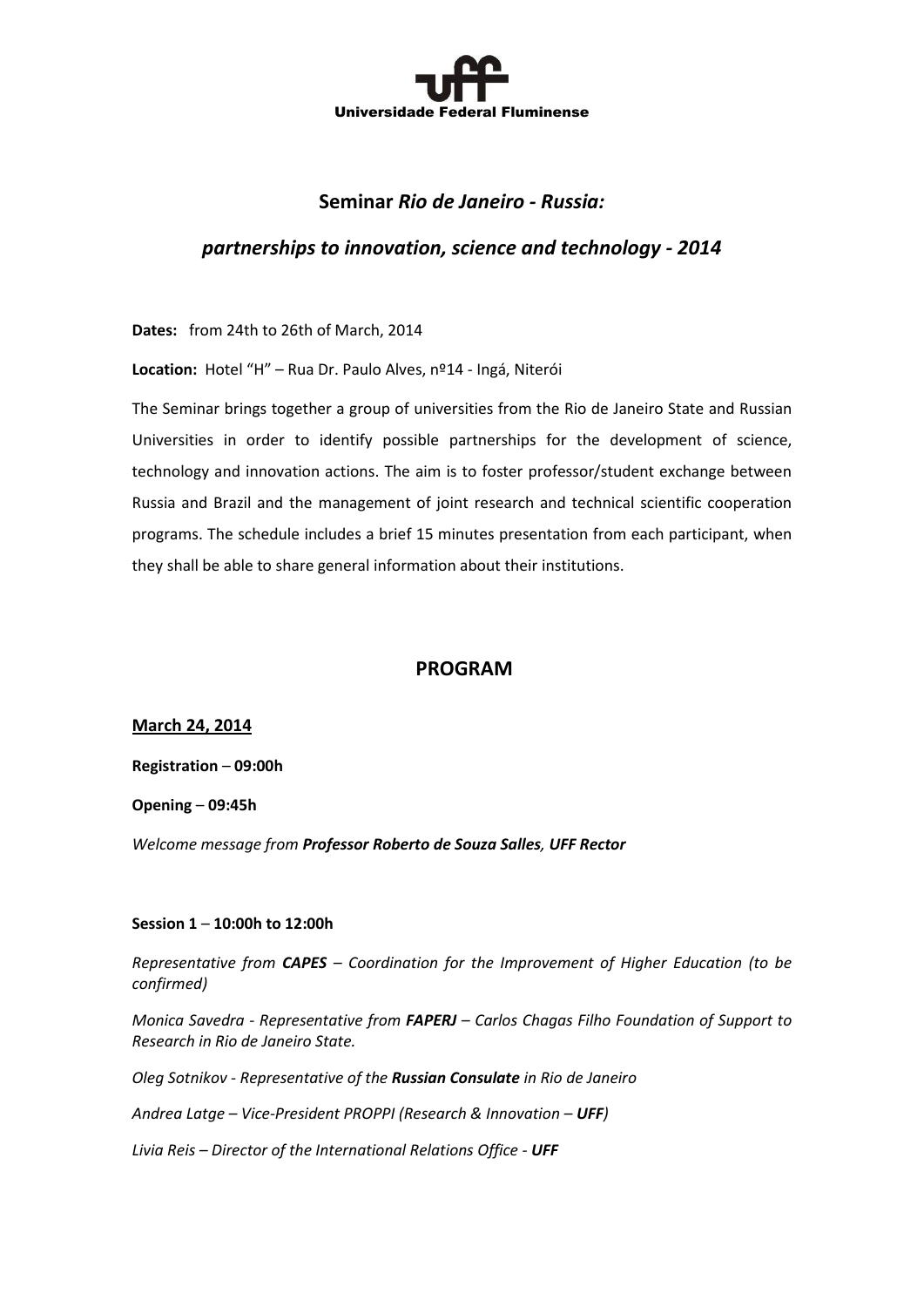Universidade Federal Fluminense

## Seminar *Rio de Janeiro - Russia:*

## *partnerships to innovation, science and technology - 2014*

**Dates:** from 24th to 26th of March, 2014

**Location:** Hotel "H" – Rua Dr. Paulo Alves, nº14 - Ingá, Niterói

The Seminar brings together a group of universities from the Rio de Janeiro State and Russian Universities in order to identify possible partnerships for the development of science, technology and innovation actions. The aim is to foster professor/student exchange between Russia and Brazil and the management of joint research and technical scientific cooperation programs. The schedule includes a brief 15 minutes presentation from each participant, when they shall be able to share general information about their institutions.

## PROGRAM

**<u>March 24, 2014</u>**

**Registration – 09:00h**

**Opening – 09:45h**

*Welcome message from **Professor Roberto de Souza Salles, UFF Rector***

**Session 1 – 10:00h to 12:00h**

*Representative from **CAPES** – Coordination for the Improvement of Higher Education (to be confirmed)*

*Monica Savedra - Representative from **FAPERJ** – Carlos Chagas Filho Foundation of Support to Research in Rio de Janeiro State.*

*Oleg Sotnikov - Representative of the **Russian Consulate** in Rio de Janeiro*

*Andrea Latge – Vice-President PROPPI (Research & Innovation – **UFF**)*

*Livia Reis – Director of the International Relations Office - **UFF***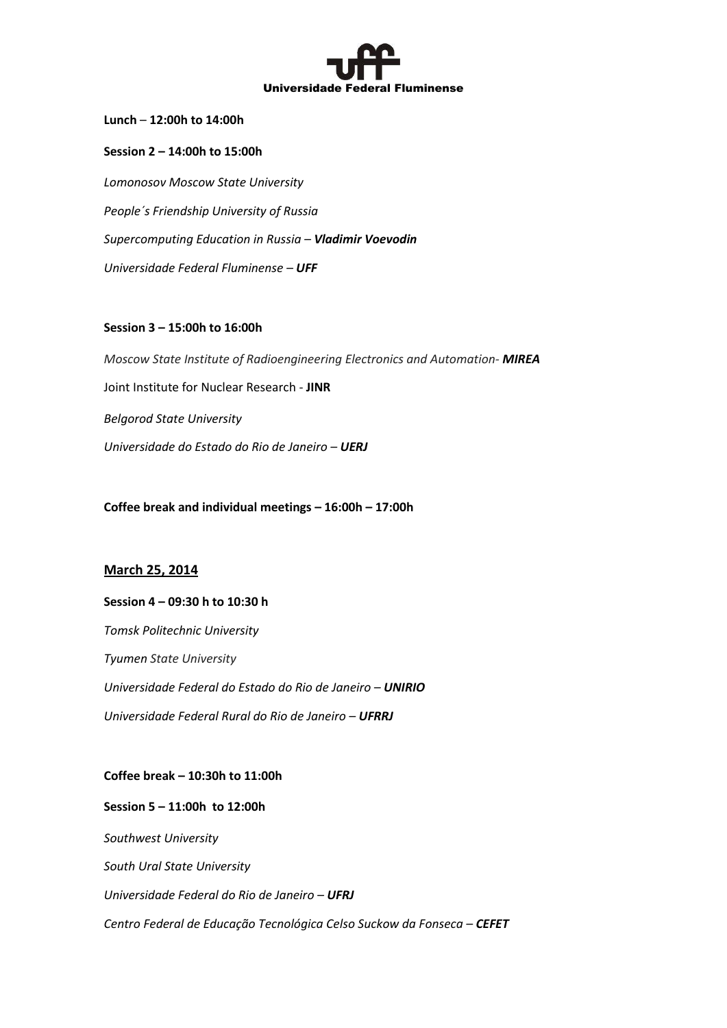**Lunch** – **12:00h to 14:00h**

**Session 2 – 14:00h to 15:00h**

*Lomonosov Moscow State University*

*People´s Friendship University of Russia*

*Supercomputing Education in Russia – **Vladimir Voevodin***

*Universidade Federal Fluminense – **UFF***

**Session 3 – 15:00h to 16:00h**

*Moscow State Institute of Radioengineering Electronics and Automation- **MIREA***

Joint Institute for Nuclear Research - **JINR**

*Belgorod State University*

*Universidade do Estado do Rio de Janeiro – **UERJ***

**Coffee break and individual meetings – 16:00h – 17:00h**

## March 25, 2014

**Session 4 – 09:30 h to 10:30 h**

*Tomsk Politechnic University*

*Tyumen State University*

*Universidade Federal do Estado do Rio de Janeiro – **UNIRIO***

*Universidade Federal Rural do Rio de Janeiro – **UFRRJ***

**Coffee break – 10:30h to 11:00h**

**Session 5 – 11:00h to 12:00h**

*Southwest University*

*South Ural State University*

*Universidade Federal do Rio de Janeiro – **UFRJ***

*Centro Federal de Educação Tecnológica Celso Suckow da Fonseca – **CEFET***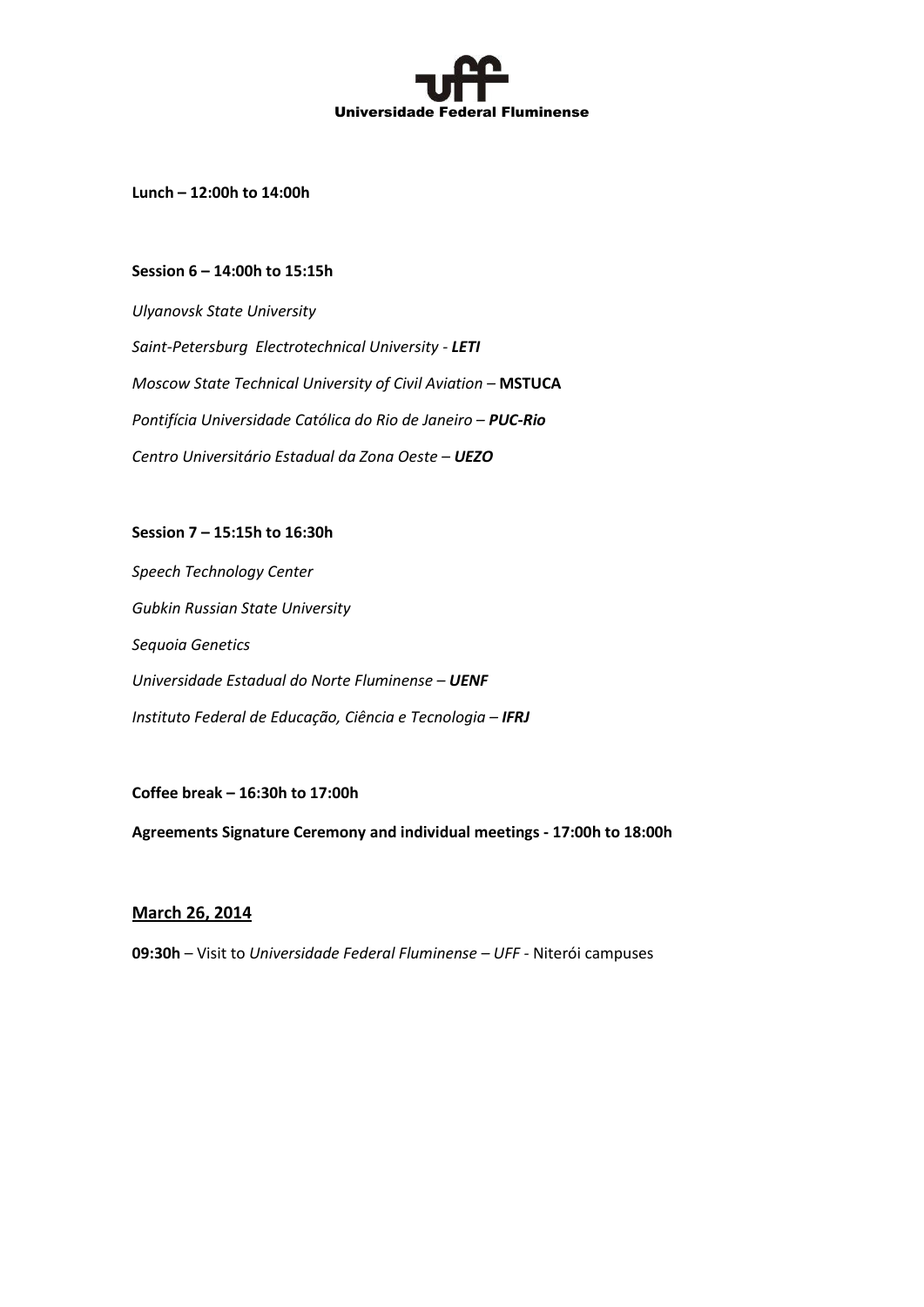**Lunch – 12:00h to 14:00h**

**Session 6 – 14:00h to 15:15h**

*Ulyanovsk State University*

*Saint-Petersburg Electrotechnical University - **LETI***

*Moscow State Technical University of Civil Aviation* – **MSTUCA**

*Pontifícia Universidade Católica do Rio de Janeiro – **PUC-Rio***

*Centro Universitário Estadual da Zona Oeste – **UEZO***

**Session 7 – 15:15h to 16:30h**

*Speech Technology Center*

*Gubkin Russian State University*

*Sequoia Genetics*

*Universidade Estadual do Norte Fluminense – **UENF***

*Instituto Federal de Educação, Ciência e Tecnologia – **IFRJ***

**Coffee break – 16:30h to 17:00h**

**Agreements Signature Ceremony and individual meetings - 17:00h to 18:00h**

## March 26, 2014

**09:30h** – Visit to *Universidade Federal Fluminense – UFF* - Niterói campuses